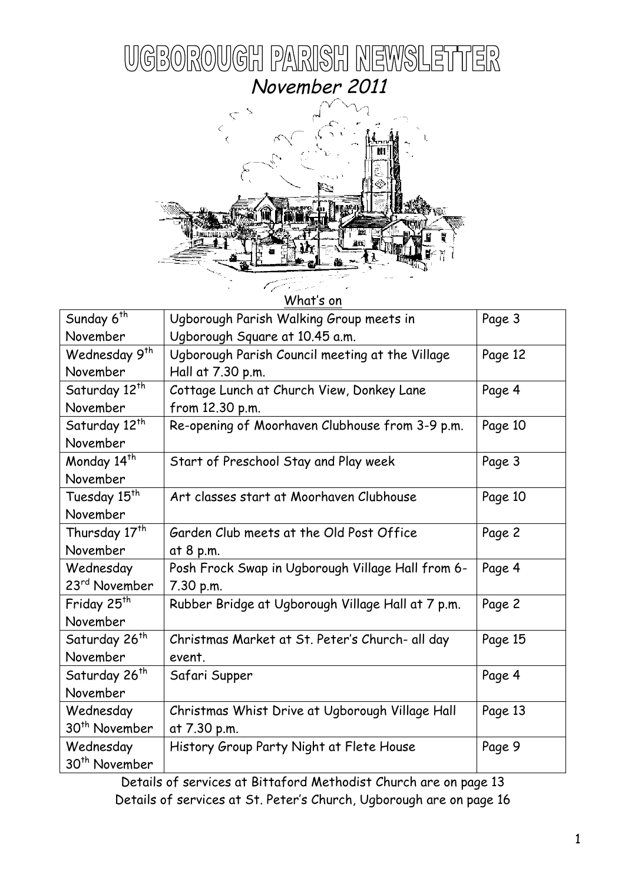# UGBOROUGH PARISH NEWSLETTER

*November 2011*

What's on

| | | |
|---|---|---|
| Sunday 6th November | Ugborough Parish Walking Group meets in Ugborough Square at 10.45 a.m. | Page 3 |
| Wednesday 9th November | Ugborough Parish Council meeting at the Village Hall at 7.30 p.m. | Page 12 |
| Saturday 12th November | Cottage Lunch at Church View, Donkey Lane from 12.30 p.m. | Page 4 |
| Saturday 12th November | Re-opening of Moorhaven Clubhouse from 3-9 p.m. | Page 10 |
| Monday 14th November | Start of Preschool Stay and Play week | Page 3 |
| Tuesday 15th November | Art classes start at Moorhaven Clubhouse | Page 10 |
| Thursday 17th November | Garden Club meets at the Old Post Office at 8 p.m. | Page 2 |
| Wednesday 23rd November | Posh Frock Swap in Ugborough Village Hall from 6-7.30 p.m. | Page 4 |
| Friday 25th November | Rubber Bridge at Ugborough Village Hall at 7 p.m. | Page 2 |
| Saturday 26th November | Christmas Market at St. Peter's Church- all day event. | Page 15 |
| Saturday 26th November | Safari Supper | Page 4 |
| Wednesday 30th November | Christmas Whist Drive at Ugborough Village Hall at 7.30 p.m. | Page 13 |
| Wednesday 30th November | History Group Party Night at Flete House | Page 9 |

Details of services at Bittaford Methodist Church are on page 13

Details of services at St. Peter's Church, Ugborough are on page 16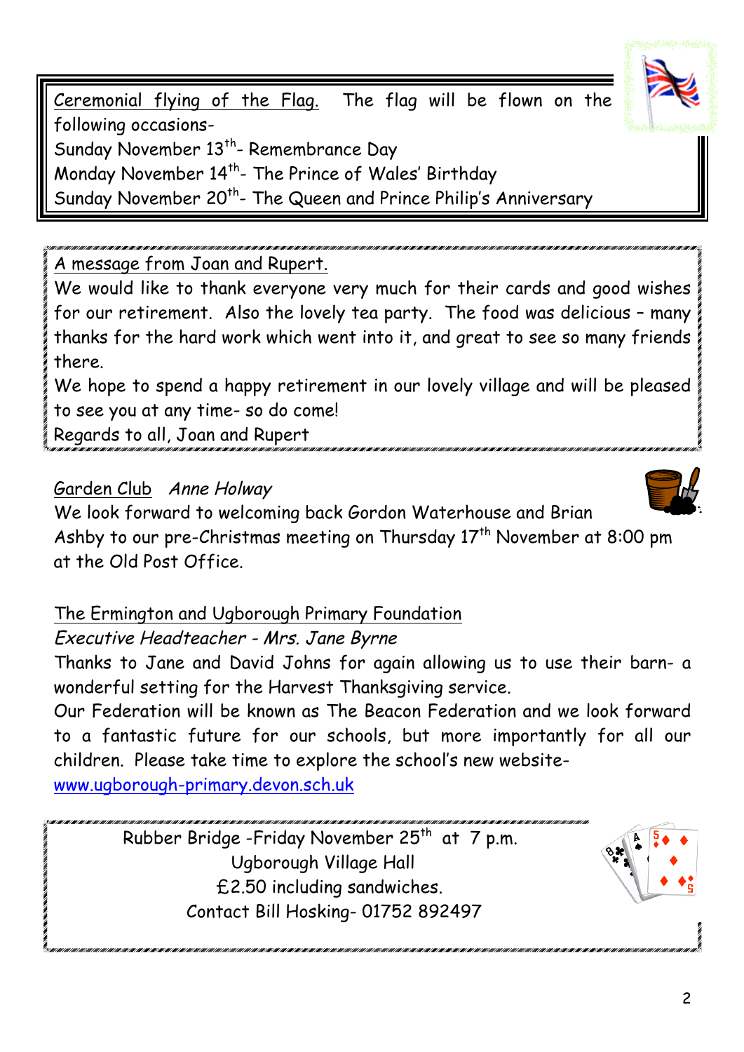Ceremonial flying of the Flag. The flag will be flown on the following occasions-

Sunday November 13th- Remembrance Day

Monday November 14th- The Prince of Wales' Birthday

Sunday November 20th- The Queen and Prince Philip's Anniversary

A message from Joan and Rupert.

We would like to thank everyone very much for their cards and good wishes for our retirement. Also the lovely tea party. The food was delicious – many thanks for the hard work which went into it, and great to see so many friends there.

We hope to spend a happy retirement in our lovely village and will be pleased to see you at any time- so do come!

Regards to all, Joan and Rupert

Garden Club *Anne Holway*

We look forward to welcoming back Gordon Waterhouse and Brian Ashby to our pre-Christmas meeting on Thursday 17th November at 8:00 pm at the Old Post Office.

The Ermington and Ugborough Primary Foundation

*Executive Headteacher - Mrs. Jane Byrne*

Thanks to Jane and David Johns for again allowing us to use their barn- a wonderful setting for the Harvest Thanksgiving service.

Our Federation will be known as The Beacon Federation and we look forward to a fantastic future for our schools, but more importantly for all our children. Please take time to explore the school's new website- www.ugborough-primary.devon.sch.uk

Rubber Bridge -Friday November 25th at 7 p.m.

Ugborough Village Hall

£2.50 including sandwiches.

Contact Bill Hosking- 01752 892497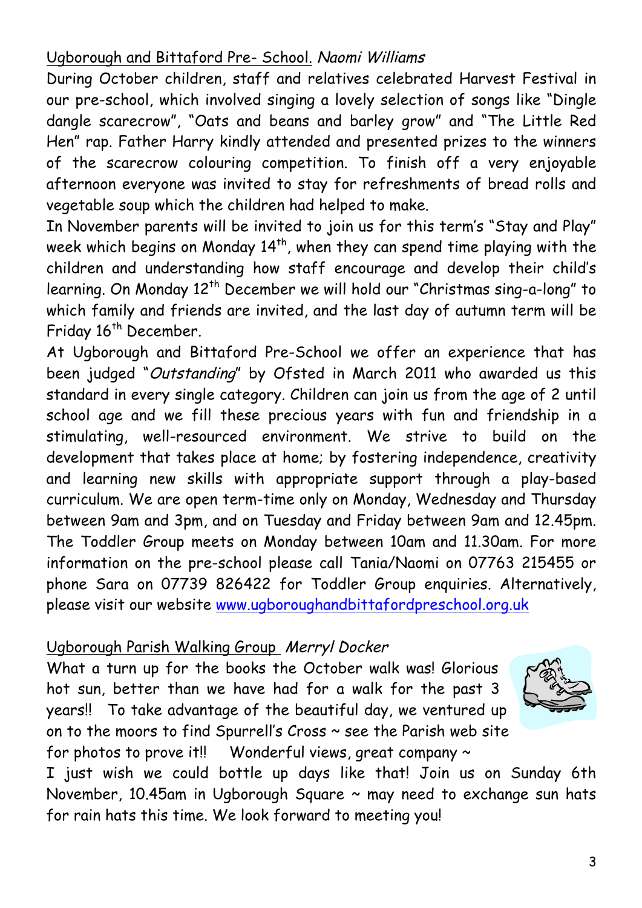Ugborough and Bittaford Pre- School. *Naomi Williams*

During October children, staff and relatives celebrated Harvest Festival in our pre-school, which involved singing a lovely selection of songs like "Dingle dangle scarecrow", "Oats and beans and barley grow" and "The Little Red Hen" rap. Father Harry kindly attended and presented prizes to the winners of the scarecrow colouring competition. To finish off a very enjoyable afternoon everyone was invited to stay for refreshments of bread rolls and vegetable soup which the children had helped to make.

In November parents will be invited to join us for this term's "Stay and Play" week which begins on Monday 14th, when they can spend time playing with the children and understanding how staff encourage and develop their child's learning. On Monday 12th December we will hold our "Christmas sing-a-long" to which family and friends are invited, and the last day of autumn term will be Friday 16th December.

At Ugborough and Bittaford Pre-School we offer an experience that has been judged "*Outstanding*" by Ofsted in March 2011 who awarded us this standard in every single category. Children can join us from the age of 2 until school age and we fill these precious years with fun and friendship in a stimulating, well-resourced environment. We strive to build on the development that takes place at home; by fostering independence, creativity and learning new skills with appropriate support through a play-based curriculum. We are open term-time only on Monday, Wednesday and Thursday between 9am and 3pm, and on Tuesday and Friday between 9am and 12.45pm. The Toddler Group meets on Monday between 10am and 11.30am. For more information on the pre-school please call Tania/Naomi on 07763 215455 or phone Sara on 07739 826422 for Toddler Group enquiries. Alternatively, please visit our website www.ugboroughandbittafordpreschool.org.uk

Ugborough Parish Walking Group *Merryl Docker*

What a turn up for the books the October walk was! Glorious hot sun, better than we have had for a walk for the past 3 years!! To take advantage of the beautiful day, we ventured up on to the moors to find Spurrell's Cross ~ see the Parish web site for photos to prove it!! Wonderful views, great company ~ I just wish we could bottle up days like that! Join us on Sunday 6th November, 10.45am in Ugborough Square ~ may need to exchange sun hats for rain hats this time. We look forward to meeting you!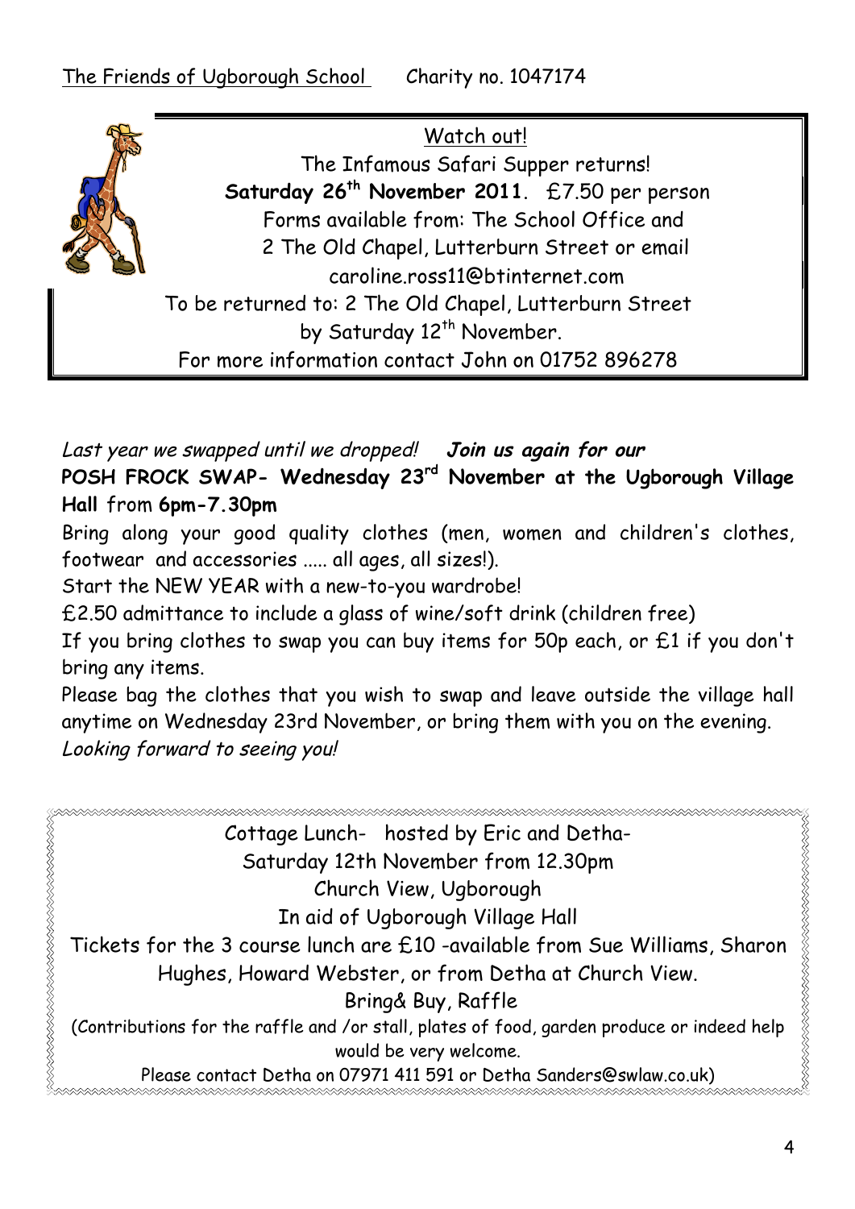The Friends of Ugborough School Charity no. 1047174

Watch out!

The Infamous Safari Supper returns!

**Saturday 26th November 2011**. £7.50 per person

Forms available from: The School Office and
2 The Old Chapel, Lutterburn Street or email
caroline.ross11@btinternet.com

To be returned to: 2 The Old Chapel, Lutterburn Street
by Saturday 12th November.

For more information contact John on 01752 896278

*Last year we swapped until we dropped!* ***Join us again for our***
**POSH FROCK SWAP- Wednesday 23rd November at the Ugborough Village Hall** from **6pm-7.30pm**

Bring along your good quality clothes (men, women and children's clothes, footwear and accessories ..... all ages, all sizes!).

Start the NEW YEAR with a new-to-you wardrobe!

£2.50 admittance to include a glass of wine/soft drink (children free)

If you bring clothes to swap you can buy items for 50p each, or £1 if you don't bring any items.

Please bag the clothes that you wish to swap and leave outside the village hall anytime on Wednesday 23rd November, or bring them with you on the evening.

*Looking forward to seeing you!*

Cottage Lunch- hosted by Eric and Detha-
Saturday 12th November from 12.30pm
Church View, Ugborough
In aid of Ugborough Village Hall

Tickets for the 3 course lunch are £10 -available from Sue Williams, Sharon Hughes, Howard Webster, or from Detha at Church View.

Bring& Buy, Raffle

(Contributions for the raffle and /or stall, plates of food, garden produce or indeed help would be very welcome.

Please contact Detha on 07971 411 591 or Detha Sanders@swlaw.co.uk)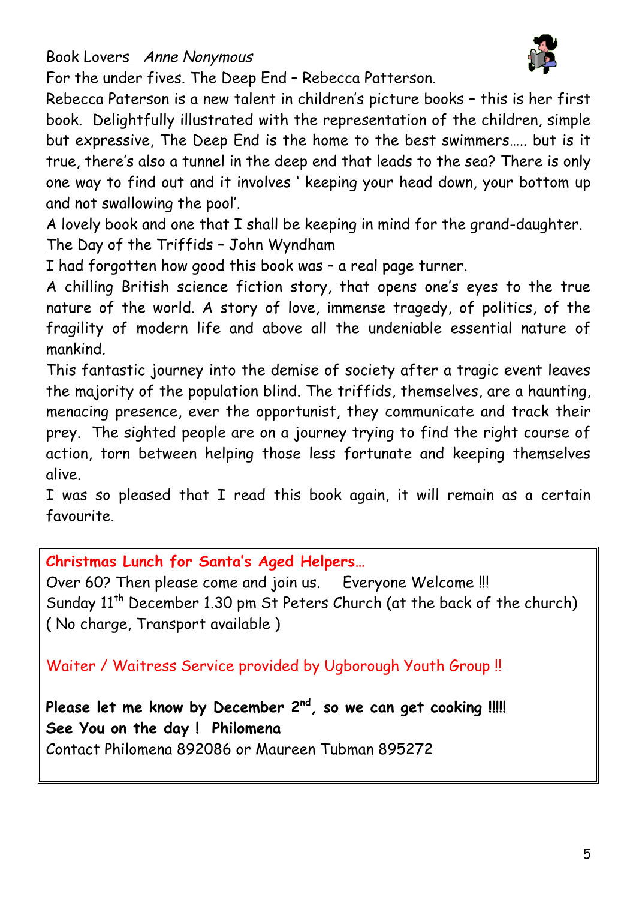Book Lovers *Anne Nonymous*

For the under fives. The Deep End – Rebecca Patterson.

Rebecca Paterson is a new talent in children's picture books – this is her first book. Delightfully illustrated with the representation of the children, simple but expressive, The Deep End is the home to the best swimmers….. but is it true, there's also a tunnel in the deep end that leads to the sea? There is only one way to find out and it involves ' keeping your head down, your bottom up and not swallowing the pool'.

A lovely book and one that I shall be keeping in mind for the grand-daughter.

The Day of the Triffids – John Wyndham

I had forgotten how good this book was – a real page turner.

A chilling British science fiction story, that opens one's eyes to the true nature of the world. A story of love, immense tragedy, of politics, of the fragility of modern life and above all the undeniable essential nature of mankind.

This fantastic journey into the demise of society after a tragic event leaves the majority of the population blind. The triffids, themselves, are a haunting, menacing presence, ever the opportunist, they communicate and track their prey. The sighted people are on a journey trying to find the right course of action, torn between helping those less fortunate and keeping themselves alive.

I was so pleased that I read this book again, it will remain as a certain favourite.

---

**Christmas Lunch for Santa's Aged Helpers…**

Over 60? Then please come and join us. Everyone Welcome !!!

Sunday 11th December 1.30 pm St Peters Church (at the back of the church)
( No charge, Transport available )

Waiter / Waitress Service provided by Ugborough Youth Group !!

**Please let me know by December 2nd, so we can get cooking !!!!!**
**See You on the day ! Philomena**

Contact Philomena 892086 or Maureen Tubman 895272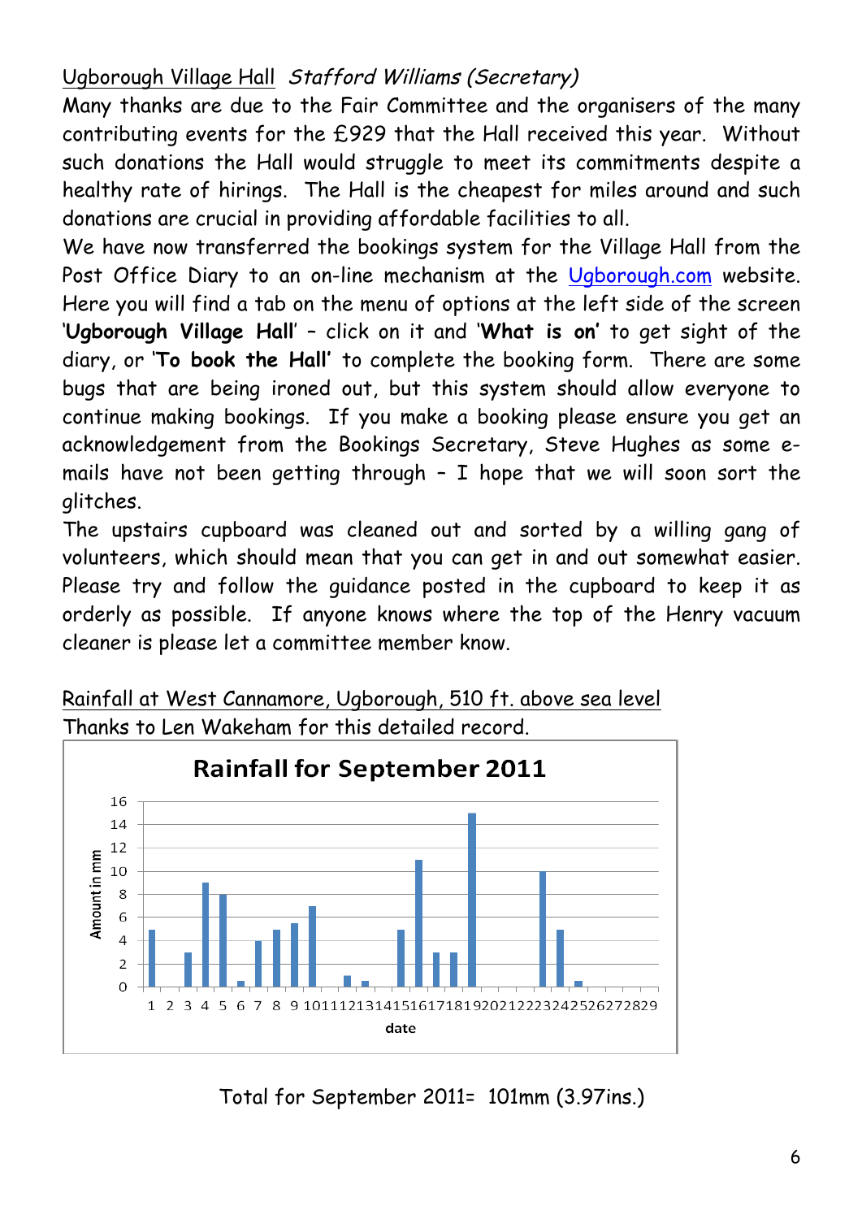Ugborough Village Hall *Stafford Williams (Secretary)*

Many thanks are due to the Fair Committee and the organisers of the many contributing events for the £929 that the Hall received this year. Without such donations the Hall would struggle to meet its commitments despite a healthy rate of hirings. The Hall is the cheapest for miles around and such donations are crucial in providing affordable facilities to all.

We have now transferred the bookings system for the Village Hall from the Post Office Diary to an on-line mechanism at the Ugborough.com website. Here you will find a tab on the menu of options at the left side of the screen '**Ugborough Village Hall**' – click on it and '**What is on'** to get sight of the diary, or '**To book the Hall'** to complete the booking form. There are some bugs that are being ironed out, but this system should allow everyone to continue making bookings. If you make a booking please ensure you get an acknowledgement from the Bookings Secretary, Steve Hughes as some e-mails have not been getting through – I hope that we will soon sort the glitches.

The upstairs cupboard was cleaned out and sorted by a willing gang of volunteers, which should mean that you can get in and out somewhat easier. Please try and follow the guidance posted in the cupboard to keep it as orderly as possible. If anyone knows where the top of the Henry vacuum cleaner is please let a committee member know.

Rainfall at West Cannamore, Ugborough, 510 ft. above sea level

Thanks to Len Wakeham for this detailed record.

**Rainfall for September 2011**

| date | Amount in mm |
|---|---|
| 1 | 5 |
| 2 | 0 |
| 3 | 3 |
| 4 | 9 |
| 5 | 8 |
| 6 | 0.5 |
| 7 | 4 |
| 8 | 5 |
| 9 | 5.5 |
| 10 | 7 |
| 11 | 0 |
| 12 | 1 |
| 13 | 0.5 |
| 14 | 0 |
| 15 | 5 |
| 16 | 11 |
| 17 | 3 |
| 18 | 3 |
| 19 | 15 |
| 20 | 0 |
| 21 | 0 |
| 22 | 0 |
| 23 | 10 |
| 24 | 5 |
| 25 | 0.5 |
| 26 | 0 |
| 27 | 0 |
| 28 | 0 |
| 29 | 0 |

Total for September 2011= 101mm (3.97ins.)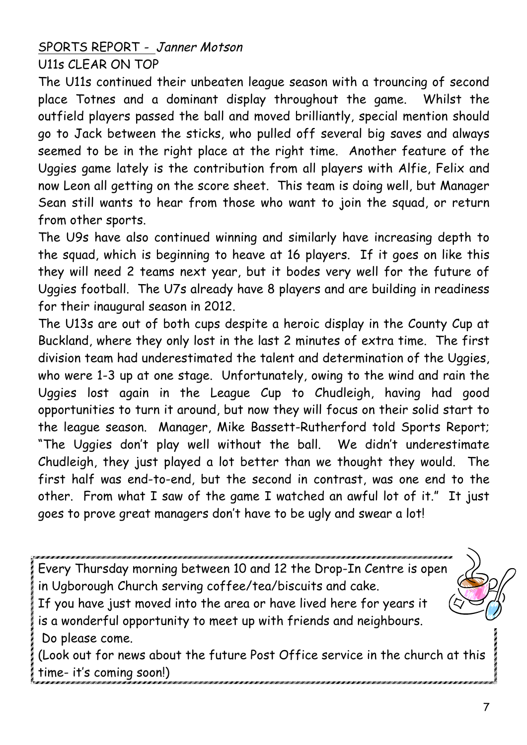## SPORTS REPORT - *Janner Motson*

U11s CLEAR ON TOP

The U11s continued their unbeaten league season with a trouncing of second place Totnes and a dominant display throughout the game. Whilst the outfield players passed the ball and moved brilliantly, special mention should go to Jack between the sticks, who pulled off several big saves and always seemed to be in the right place at the right time. Another feature of the Uggies game lately is the contribution from all players with Alfie, Felix and now Leon all getting on the score sheet. This team is doing well, but Manager Sean still wants to hear from those who want to join the squad, or return from other sports.

The U9s have also continued winning and similarly have increasing depth to the squad, which is beginning to heave at 16 players. If it goes on like this they will need 2 teams next year, but it bodes very well for the future of Uggies football. The U7s already have 8 players and are building in readiness for their inaugural season in 2012.

The U13s are out of both cups despite a heroic display in the County Cup at Buckland, where they only lost in the last 2 minutes of extra time. The first division team had underestimated the talent and determination of the Uggies, who were 1-3 up at one stage. Unfortunately, owing to the wind and rain the Uggies lost again in the League Cup to Chudleigh, having had good opportunities to turn it around, but now they will focus on their solid start to the league season. Manager, Mike Bassett-Rutherford told Sports Report; "The Uggies don't play well without the ball. We didn't underestimate Chudleigh, they just played a lot better than we thought they would. The first half was end-to-end, but the second in contrast, was one end to the other. From what I saw of the game I watched an awful lot of it." It just goes to prove great managers don't have to be ugly and swear a lot!

---

Every Thursday morning between 10 and 12 the Drop-In Centre is open in Ugborough Church serving coffee/tea/biscuits and cake.
If you have just moved into the area or have lived here for years it is a wonderful opportunity to meet up with friends and neighbours.
Do please come.
(Look out for news about the future Post Office service in the church at this time- it's coming soon!)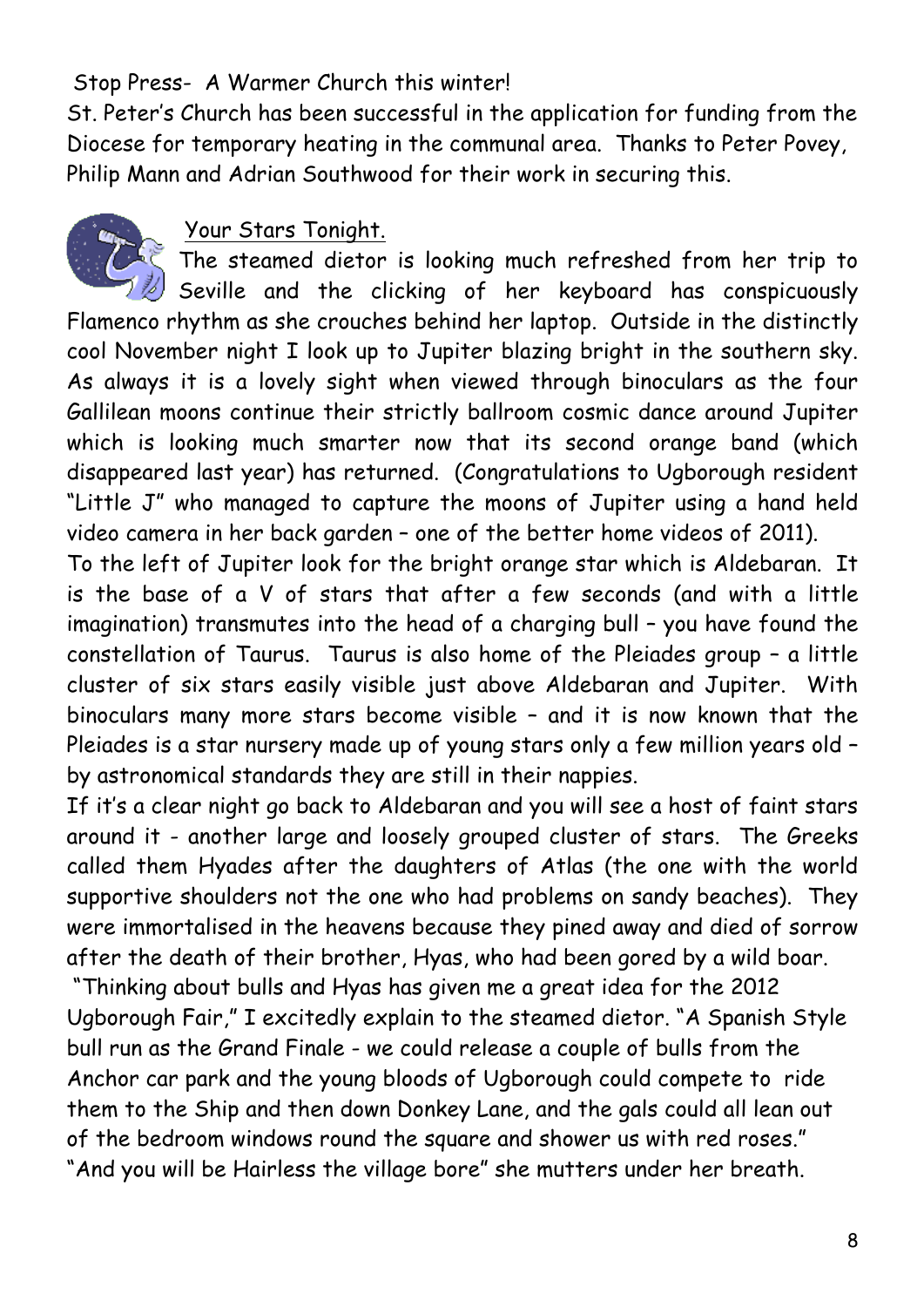Stop Press- A Warmer Church this winter!

St. Peter's Church has been successful in the application for funding from the Diocese for temporary heating in the communal area. Thanks to Peter Povey, Philip Mann and Adrian Southwood for their work in securing this.

## Your Stars Tonight.

The steamed dietor is looking much refreshed from her trip to Seville and the clicking of her keyboard has conspicuously Flamenco rhythm as she crouches behind her laptop. Outside in the distinctly cool November night I look up to Jupiter blazing bright in the southern sky. As always it is a lovely sight when viewed through binoculars as the four Gallilean moons continue their strictly ballroom cosmic dance around Jupiter which is looking much smarter now that its second orange band (which disappeared last year) has returned. (Congratulations to Ugborough resident "Little J" who managed to capture the moons of Jupiter using a hand held video camera in her back garden – one of the better home videos of 2011).

To the left of Jupiter look for the bright orange star which is Aldebaran. It is the base of a V of stars that after a few seconds (and with a little imagination) transmutes into the head of a charging bull – you have found the constellation of Taurus. Taurus is also home of the Pleiades group – a little cluster of six stars easily visible just above Aldebaran and Jupiter. With binoculars many more stars become visible – and it is now known that the Pleiades is a star nursery made up of young stars only a few million years old – by astronomical standards they are still in their nappies.

If it's a clear night go back to Aldebaran and you will see a host of faint stars around it - another large and loosely grouped cluster of stars. The Greeks called them Hyades after the daughters of Atlas (the one with the world supportive shoulders not the one who had problems on sandy beaches). They were immortalised in the heavens because they pined away and died of sorrow after the death of their brother, Hyas, who had been gored by a wild boar.

"Thinking about bulls and Hyas has given me a great idea for the 2012 Ugborough Fair," I excitedly explain to the steamed dietor. "A Spanish Style bull run as the Grand Finale - we could release a couple of bulls from the Anchor car park and the young bloods of Ugborough could compete to ride them to the Ship and then down Donkey Lane, and the gals could all lean out of the bedroom windows round the square and shower us with red roses."

"And you will be Hairless the village bore" she mutters under her breath.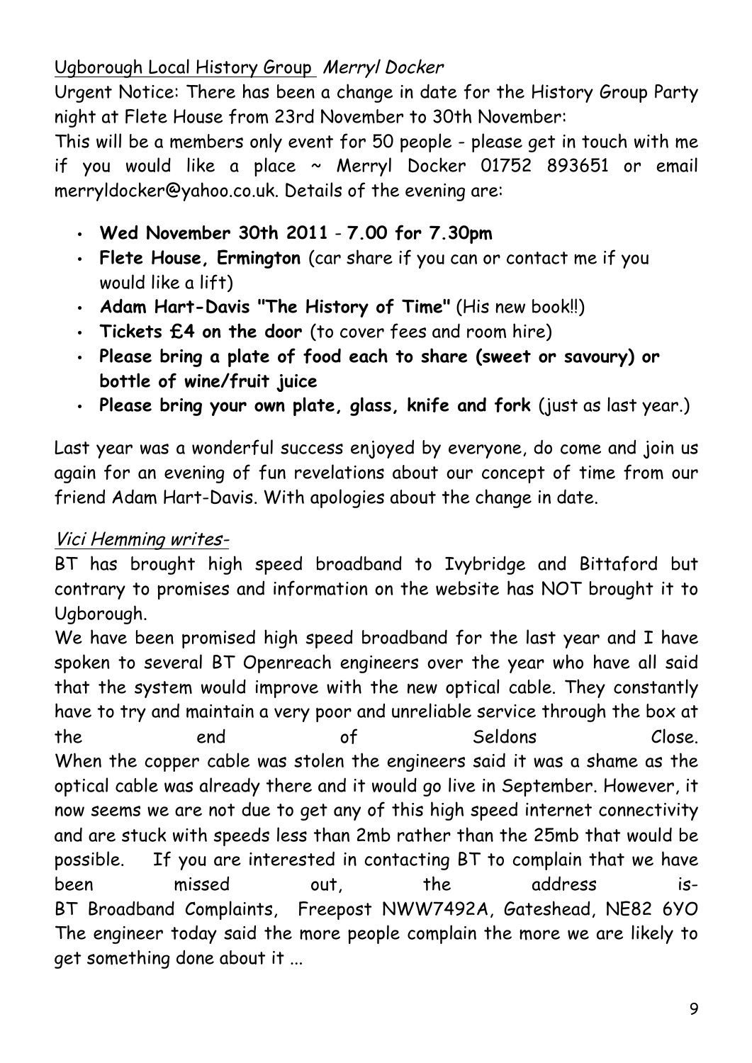## Ugborough Local History Group *Merryl Docker*

Urgent Notice: There has been a change in date for the History Group Party night at Flete House from 23rd November to 30th November:

This will be a members only event for 50 people - please get in touch with me if you would like a place ~ Merryl Docker 01752 893651 or email merryldocker@yahoo.co.uk. Details of the evening are:

- **Wed November 30th 2011** - **7.00 for 7.30pm**
- **Flete House, Ermington** (car share if you can or contact me if you would like a lift)
- **Adam Hart-Davis "The History of Time"** (His new book!!)
- **Tickets £4 on the door** (to cover fees and room hire)
- **Please bring a plate of food each to share (sweet or savoury) or bottle of wine/fruit juice**
- **Please bring your own plate, glass, knife and fork** (just as last year.)

Last year was a wonderful success enjoyed by everyone, do come and join us again for an evening of fun revelations about our concept of time from our friend Adam Hart-Davis. With apologies about the change in date.

## *Vici Hemming writes-*

BT has brought high speed broadband to Ivybridge and Bittaford but contrary to promises and information on the website has NOT brought it to Ugborough.

We have been promised high speed broadband for the last year and I have spoken to several BT Openreach engineers over the year who have all said that the system would improve with the new optical cable. They constantly have to try and maintain a very poor and unreliable service through the box at the end of Seldons Close.

When the copper cable was stolen the engineers said it was a shame as the optical cable was already there and it would go live in September. However, it now seems we are not due to get any of this high speed internet connectivity and are stuck with speeds less than 2mb rather than the 25mb that would be possible. If you are interested in contacting BT to complain that we have been missed out, the address is-

BT Broadband Complaints, Freepost NWW7492A, Gateshead, NE82 6YO

The engineer today said the more people complain the more we are likely to get something done about it ...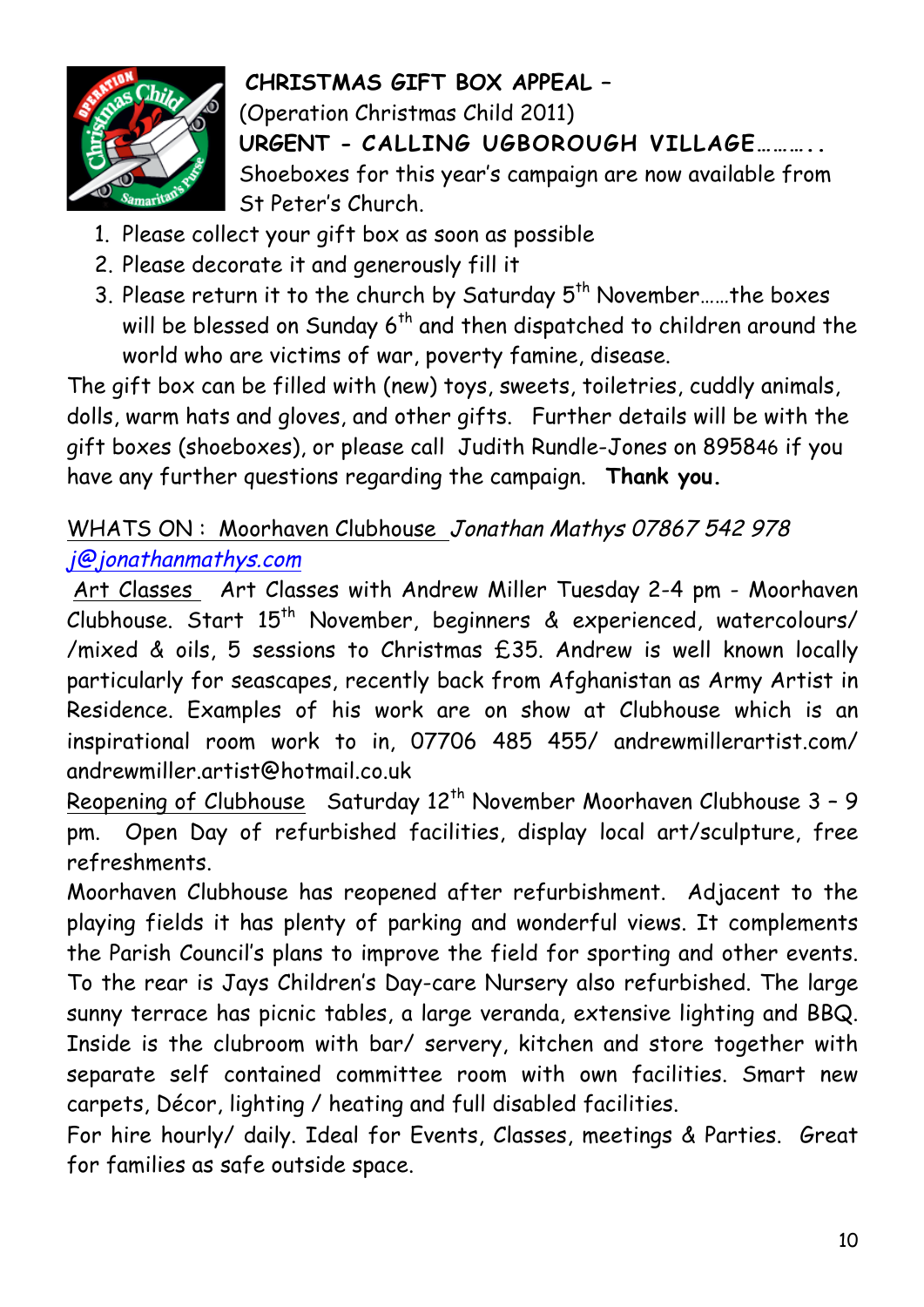**CHRISTMAS GIFT BOX APPEAL –**
(Operation Christmas Child 2011)
**URGENT - CALLING UGBOROUGH VILLAGE………..**
Shoeboxes for this year's campaign are now available from St Peter's Church.

1. Please collect your gift box as soon as possible
2. Please decorate it and generously fill it
3. Please return it to the church by Saturday 5th November……the boxes will be blessed on Sunday 6th and then dispatched to children around the world who are victims of war, poverty famine, disease.

The gift box can be filled with (new) toys, sweets, toiletries, cuddly animals, dolls, warm hats and gloves, and other gifts. Further details will be with the gift boxes (shoeboxes), or please call Judith Rundle-Jones on 895846 if you have any further questions regarding the campaign. **Thank you.**

WHATS ON : Moorhaven Clubhouse *Jonathan Mathys 07867 542 978*
*j@jonathanmathys.com*

Art Classes Art Classes with Andrew Miller Tuesday 2-4 pm - Moorhaven Clubhouse. Start 15th November, beginners & experienced, watercolours/ /mixed & oils, 5 sessions to Christmas £35. Andrew is well known locally particularly for seascapes, recently back from Afghanistan as Army Artist in Residence. Examples of his work are on show at Clubhouse which is an inspirational room work to in, 07706 485 455/ andrewmillerartist.com/ andrewmiller.artist@hotmail.co.uk

Reopening of Clubhouse Saturday 12th November Moorhaven Clubhouse 3 – 9 pm. Open Day of refurbished facilities, display local art/sculpture, free refreshments.

Moorhaven Clubhouse has reopened after refurbishment. Adjacent to the playing fields it has plenty of parking and wonderful views. It complements the Parish Council's plans to improve the field for sporting and other events. To the rear is Jays Children's Day-care Nursery also refurbished. The large sunny terrace has picnic tables, a large veranda, extensive lighting and BBQ. Inside is the clubroom with bar/ servery, kitchen and store together with separate self contained committee room with own facilities. Smart new carpets, Décor, lighting / heating and full disabled facilities.

For hire hourly/ daily. Ideal for Events, Classes, meetings & Parties. Great for families as safe outside space.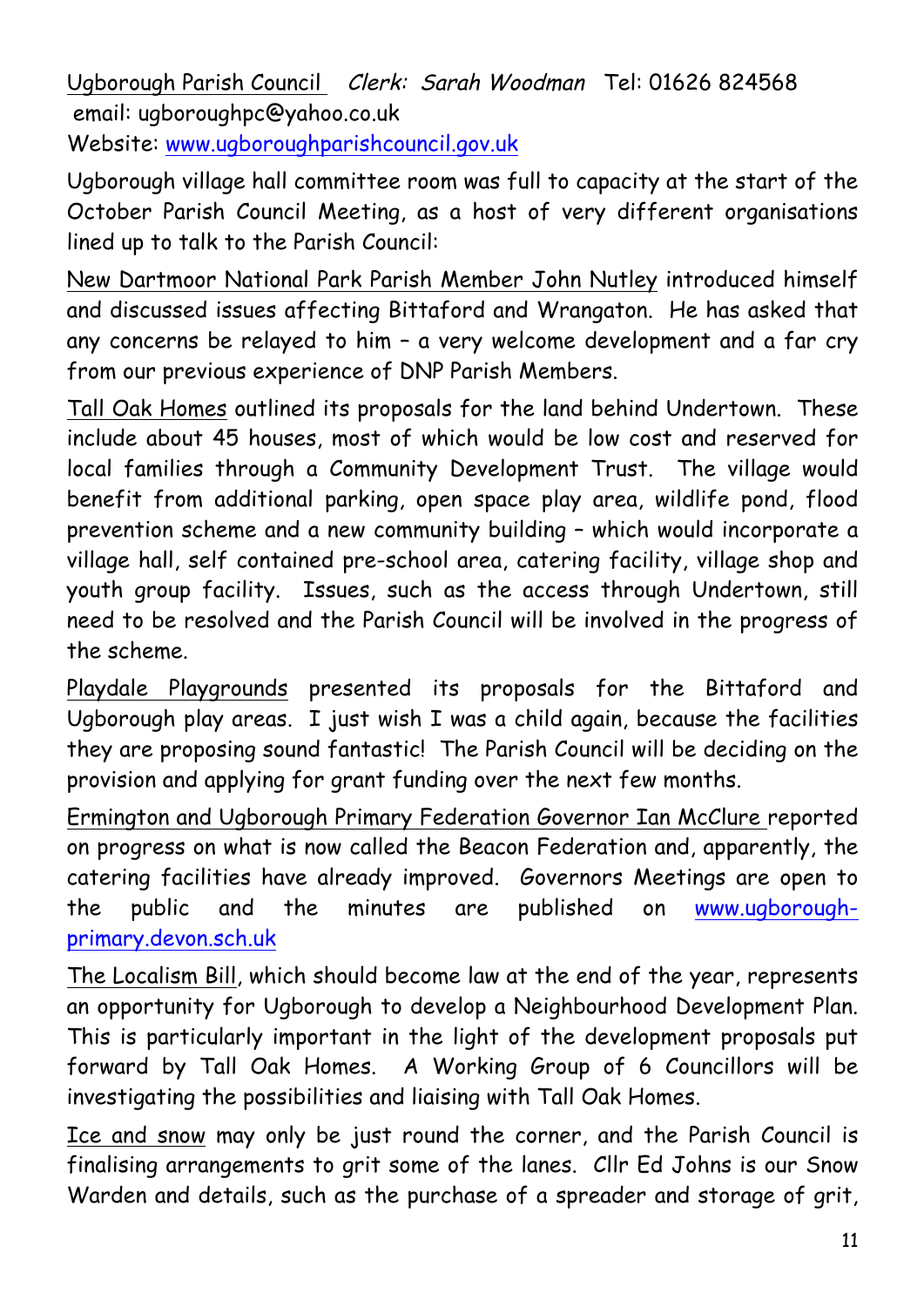Ugborough Parish Council *Clerk: Sarah Woodman* Tel: 01626 824568
email: ugboroughpc@yahoo.co.uk
Website: [www.ugboroughparishcouncil.gov.uk](http://www.ugboroughparishcouncil.gov.uk)

Ugborough village hall committee room was full to capacity at the start of the October Parish Council Meeting, as a host of very different organisations lined up to talk to the Parish Council:

New Dartmoor National Park Parish Member John Nutley introduced himself and discussed issues affecting Bittaford and Wrangaton. He has asked that any concerns be relayed to him – a very welcome development and a far cry from our previous experience of DNP Parish Members.

Tall Oak Homes outlined its proposals for the land behind Undertown. These include about 45 houses, most of which would be low cost and reserved for local families through a Community Development Trust. The village would benefit from additional parking, open space play area, wildlife pond, flood prevention scheme and a new community building – which would incorporate a village hall, self contained pre-school area, catering facility, village shop and youth group facility. Issues, such as the access through Undertown, still need to be resolved and the Parish Council will be involved in the progress of the scheme.

Playdale Playgrounds presented its proposals for the Bittaford and Ugborough play areas. I just wish I was a child again, because the facilities they are proposing sound fantastic! The Parish Council will be deciding on the provision and applying for grant funding over the next few months.

Ermington and Ugborough Primary Federation Governor Ian McClure reported on progress on what is now called the Beacon Federation and, apparently, the catering facilities have already improved. Governors Meetings are open to the public and the minutes are published on [www.ugborough-primary.devon.sch.uk](http://www.ugborough-primary.devon.sch.uk)

The Localism Bill, which should become law at the end of the year, represents an opportunity for Ugborough to develop a Neighbourhood Development Plan. This is particularly important in the light of the development proposals put forward by Tall Oak Homes. A Working Group of 6 Councillors will be investigating the possibilities and liaising with Tall Oak Homes.

Ice and snow may only be just round the corner, and the Parish Council is finalising arrangements to grit some of the lanes. Cllr Ed Johns is our Snow Warden and details, such as the purchase of a spreader and storage of grit,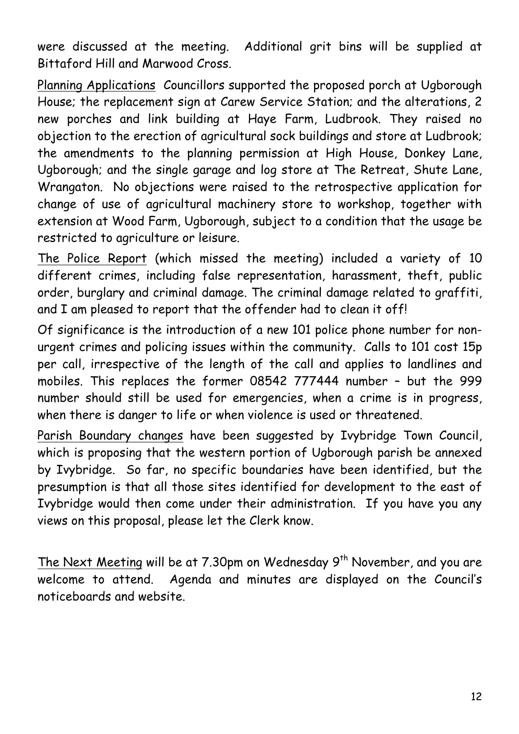were discussed at the meeting. Additional grit bins will be supplied at Bittaford Hill and Marwood Cross.

<u>Planning Applications</u> Councillors supported the proposed porch at Ugborough House; the replacement sign at Carew Service Station; and the alterations, 2 new porches and link building at Haye Farm, Ludbrook. They raised no objection to the erection of agricultural sock buildings and store at Ludbrook; the amendments to the planning permission at High House, Donkey Lane, Ugborough; and the single garage and log store at The Retreat, Shute Lane, Wrangaton. No objections were raised to the retrospective application for change of use of agricultural machinery store to workshop, together with extension at Wood Farm, Ugborough, subject to a condition that the usage be restricted to agriculture or leisure.

<u>The Police Report</u> (which missed the meeting) included a variety of 10 different crimes, including false representation, harassment, theft, public order, burglary and criminal damage. The criminal damage related to graffiti, and I am pleased to report that the offender had to clean it off!

Of significance is the introduction of a new 101 police phone number for non-urgent crimes and policing issues within the community. Calls to 101 cost 15p per call, irrespective of the length of the call and applies to landlines and mobiles. This replaces the former 08542 777444 number – but the 999 number should still be used for emergencies, when a crime is in progress, when there is danger to life or when violence is used or threatened.

<u>Parish Boundary changes</u> have been suggested by Ivybridge Town Council, which is proposing that the western portion of Ugborough parish be annexed by Ivybridge. So far, no specific boundaries have been identified, but the presumption is that all those sites identified for development to the east of Ivybridge would then come under their administration. If you have you any views on this proposal, please let the Clerk know.

<u>The Next Meeting</u> will be at 7.30pm on Wednesday 9th November, and you are welcome to attend. Agenda and minutes are displayed on the Council's noticeboards and website.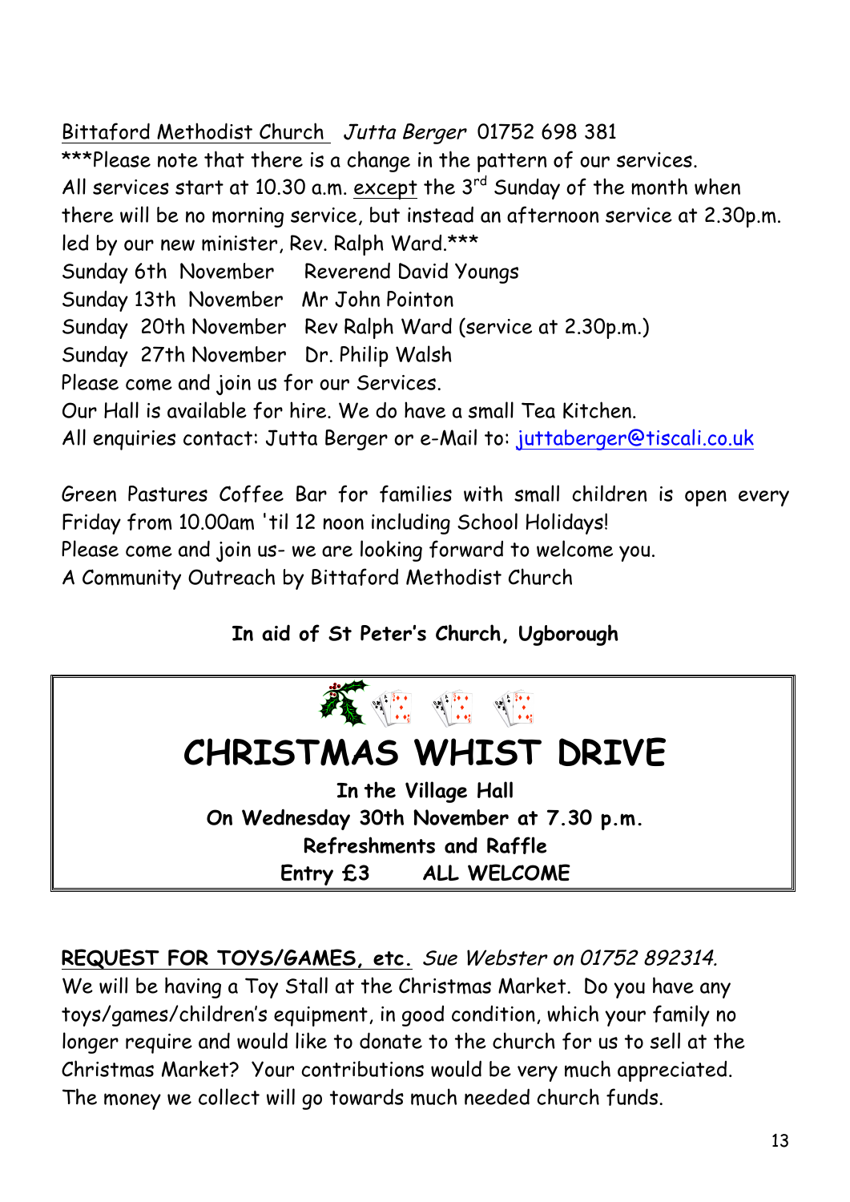Bittaford Methodist Church *Jutta Berger* 01752 698 381

***Please note that there is a change in the pattern of our services. All services start at 10.30 a.m. except the 3rd Sunday of the month when there will be no morning service, but instead an afternoon service at 2.30p.m. led by our new minister, Rev. Ralph Ward.***

Sunday 6th November    Reverend David Youngs
Sunday 13th November   Mr John Pointon
Sunday 20th November   Rev Ralph Ward (service at 2.30p.m.)
Sunday 27th November   Dr. Philip Walsh

Please come and join us for our Services.
Our Hall is available for hire. We do have a small Tea Kitchen.
All enquiries contact: Jutta Berger or e-Mail to: juttaberger@tiscali.co.uk

Green Pastures Coffee Bar for families with small children is open every Friday from 10.00am 'til 12 noon including School Holidays!
Please come and join us- we are looking forward to welcome you.
A Community Outreach by Bittaford Methodist Church

**In aid of St Peter's Church, Ugborough**

# CHRISTMAS WHIST DRIVE

**In the Village Hall**
**On Wednesday 30th November at 7.30 p.m.**
**Refreshments and Raffle**
**Entry £3    ALL WELCOME**

**REQUEST FOR TOYS/GAMES, etc.** *Sue Webster on 01752 892314.*
We will be having a Toy Stall at the Christmas Market. Do you have any toys/games/children's equipment, in good condition, which your family no longer require and would like to donate to the church for us to sell at the Christmas Market? Your contributions would be very much appreciated. The money we collect will go towards much needed church funds.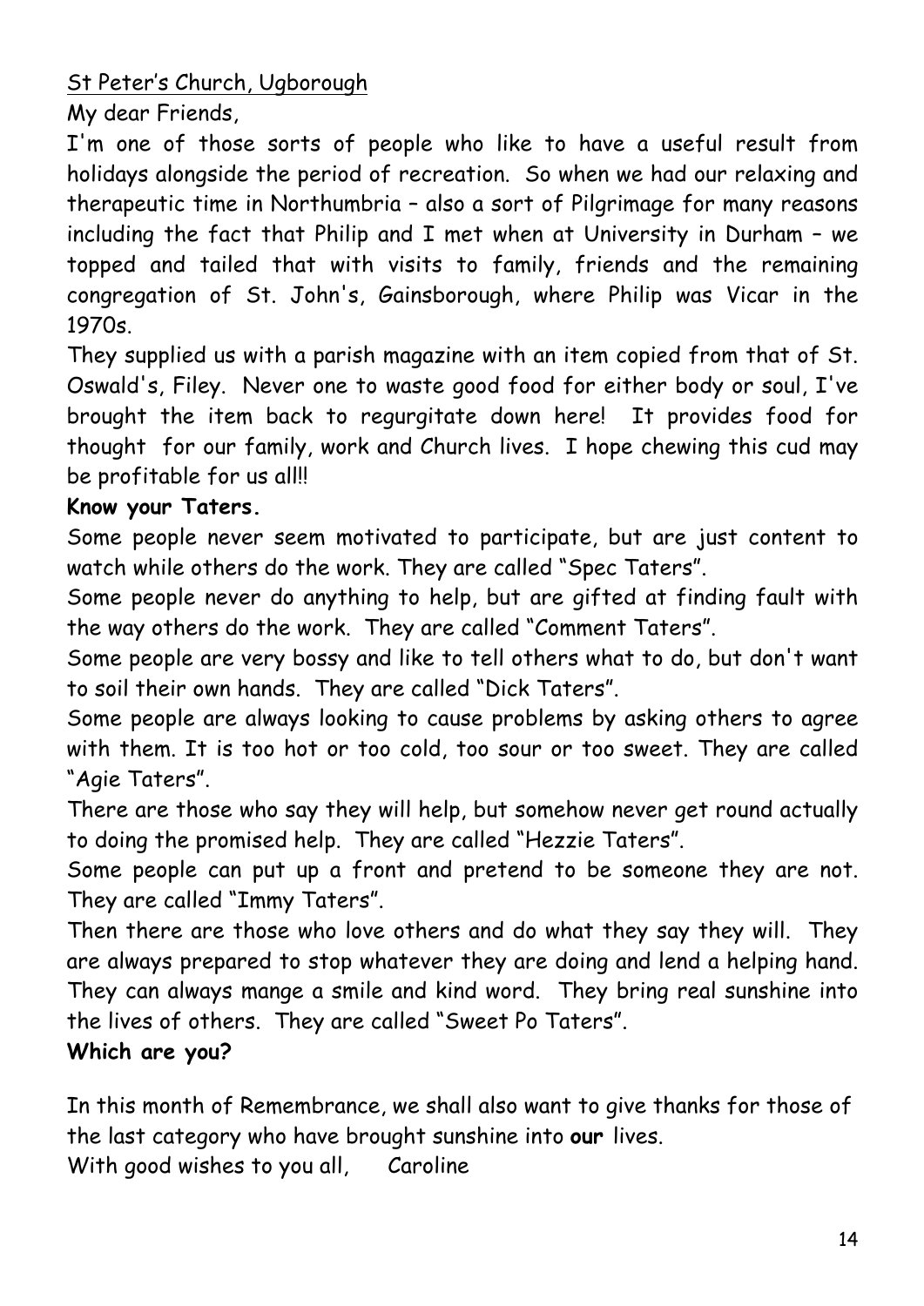St Peter's Church, Ugborough

My dear Friends,

I'm one of those sorts of people who like to have a useful result from holidays alongside the period of recreation. So when we had our relaxing and therapeutic time in Northumbria – also a sort of Pilgrimage for many reasons including the fact that Philip and I met when at University in Durham – we topped and tailed that with visits to family, friends and the remaining congregation of St. John's, Gainsborough, where Philip was Vicar in the 1970s.

They supplied us with a parish magazine with an item copied from that of St. Oswald's, Filey. Never one to waste good food for either body or soul, I've brought the item back to regurgitate down here! It provides food for thought for our family, work and Church lives. I hope chewing this cud may be profitable for us all!!

**Know your Taters.**

Some people never seem motivated to participate, but are just content to watch while others do the work. They are called "Spec Taters".

Some people never do anything to help, but are gifted at finding fault with the way others do the work. They are called "Comment Taters".

Some people are very bossy and like to tell others what to do, but don't want to soil their own hands. They are called "Dick Taters".

Some people are always looking to cause problems by asking others to agree with them. It is too hot or too cold, too sour or too sweet. They are called "Agie Taters".

There are those who say they will help, but somehow never get round actually to doing the promised help. They are called "Hezzie Taters".

Some people can put up a front and pretend to be someone they are not. They are called "Immy Taters".

Then there are those who love others and do what they say they will. They are always prepared to stop whatever they are doing and lend a helping hand. They can always mange a smile and kind word. They bring real sunshine into the lives of others. They are called "Sweet Po Taters".

**Which are you?**

In this month of Remembrance, we shall also want to give thanks for those of the last category who have brought sunshine into **our** lives.

With good wishes to you all, Caroline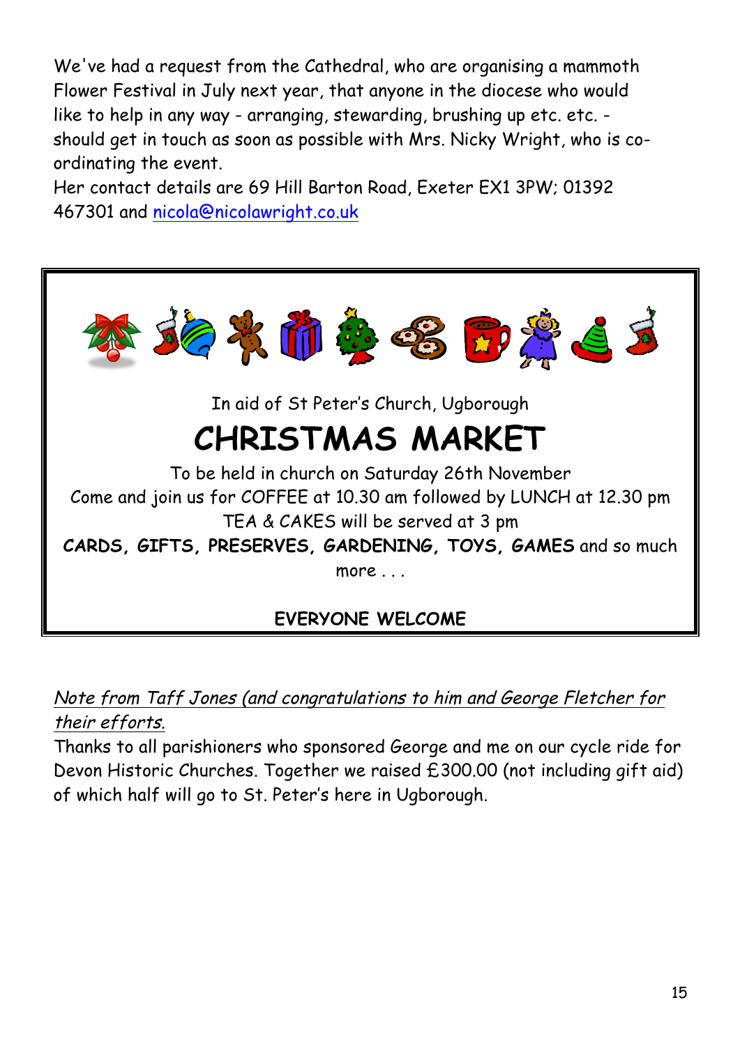We've had a request from the Cathedral, who are organising a mammoth Flower Festival in July next year, that anyone in the diocese who would like to help in any way - arranging, stewarding, brushing up etc. etc. - should get in touch as soon as possible with Mrs. Nicky Wright, who is co-ordinating the event.
Her contact details are 69 Hill Barton Road, Exeter EX1 3PW; 01392 467301 and nicola@nicolawright.co.uk

In aid of St Peter's Church, Ugborough

# CHRISTMAS MARKET

To be held in church on Saturday 26th November
Come and join us for COFFEE at 10.30 am followed by LUNCH at 12.30 pm
TEA & CAKES will be served at 3 pm
**CARDS, GIFTS, PRESERVES, GARDENING, TOYS, GAMES** and so much more . . .

**EVERYONE WELCOME**

*Note from Taff Jones (and congratulations to him and George Fletcher for their efforts.*
Thanks to all parishioners who sponsored George and me on our cycle ride for Devon Historic Churches. Together we raised £300.00 (not including gift aid) of which half will go to St. Peter's here in Ugborough.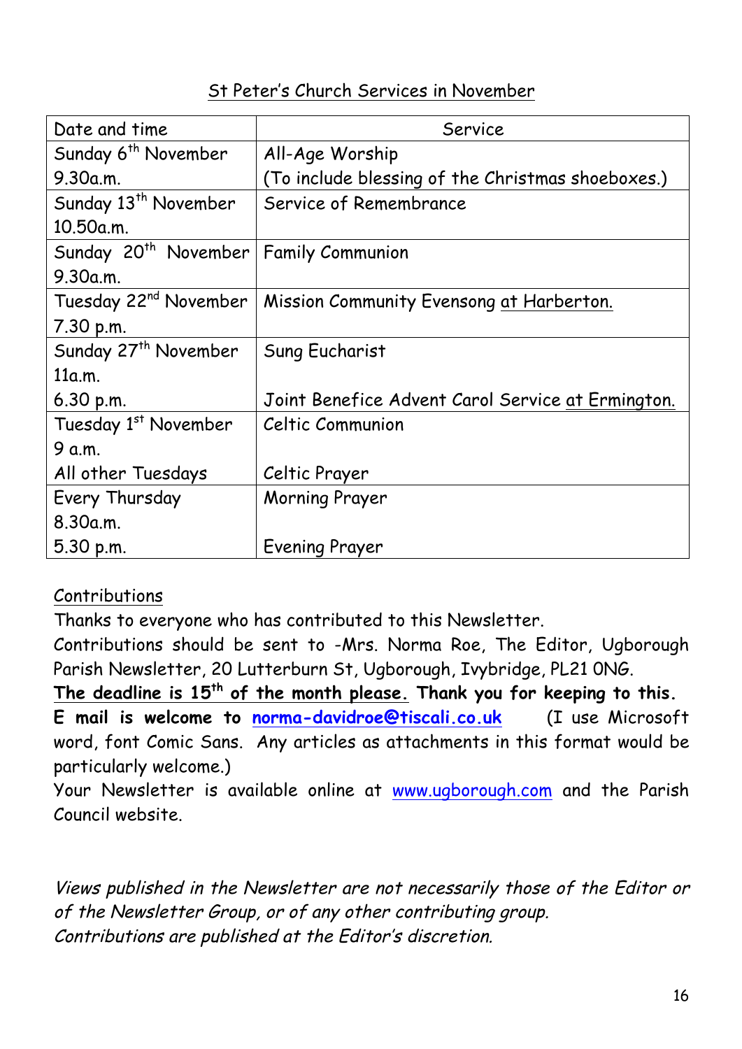St Peter's Church Services in November

| Date and time | Service |
|---|---|
| Sunday 6th November 9.30a.m. | All-Age Worship (To include blessing of the Christmas shoeboxes.) |
| Sunday 13th November 10.50a.m. | Service of Remembrance |
| Sunday 20th November 9.30a.m. | Family Communion |
| Tuesday 22nd November 7.30 p.m. | Mission Community Evensong at Harberton. |
| Sunday 27th November 11a.m. 6.30 p.m. | Sung Eucharist<br>Joint Benefice Advent Carol Service at Ermington. |
| Tuesday 1st November 9 a.m. All other Tuesdays | Celtic Communion<br>Celtic Prayer |
| Every Thursday 8.30a.m. 5.30 p.m. | Morning Prayer<br>Evening Prayer |

Contributions

Thanks to everyone who has contributed to this Newsletter.

Contributions should be sent to -Mrs. Norma Roe, The Editor, Ugborough Parish Newsletter, 20 Lutterburn St, Ugborough, Ivybridge, PL21 0NG.

**The deadline is 15th of the month please. Thank you for keeping to this.**

**E mail is welcome to norma-davidroe@tiscali.co.uk** (I use Microsoft word, font Comic Sans. Any articles as attachments in this format would be particularly welcome.)

Your Newsletter is available online at www.ugborough.com and the Parish Council website.

*Views published in the Newsletter are not necessarily those of the Editor or of the Newsletter Group, or of any other contributing group.*
*Contributions are published at the Editor's discretion.*